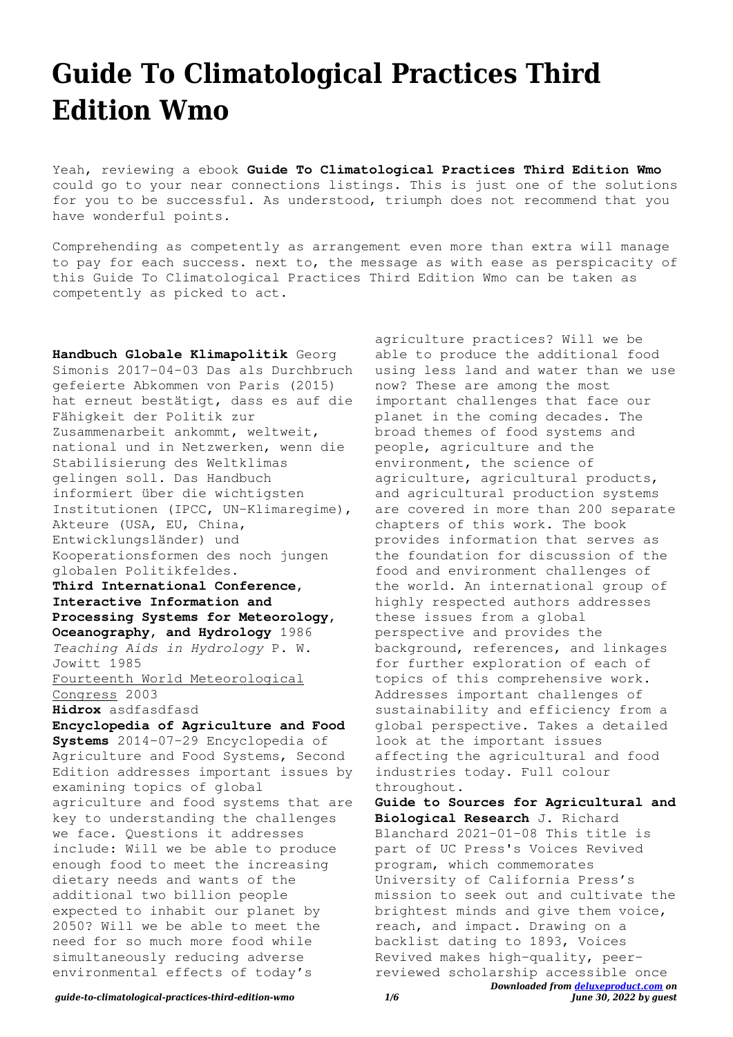# Guide To Climatological Practices Third Edition Wmo

Yeah, reviewing a ebook **Guide To Climatological Practices Third Edition Wmo** could go to your near connections listings. This is just one of the solutions for you to be successful. As understood, triumph does not recommend that you have wonderful points.

Comprehending as competently as arrangement even more than extra will manage to pay for each success. next to, the message as with ease as perspicacity of this Guide To Climatological Practices Third Edition Wmo can be taken as competently as picked to act.

**Handbuch Globale Klimapolitik** Georg Simonis 2017-04-03 Das als Durchbruch gefeierte Abkommen von Paris (2015) hat erneut bestätigt, dass es auf die Fähigkeit der Politik zur Zusammenarbeit ankommt, weltweit, national und in Netzwerken, wenn die Stabilisierung des Weltklimas gelingen soll. Das Handbuch informiert über die wichtigsten Institutionen (IPCC, UN-Klimaregime), Akteure (USA, EU, China, Entwicklungsländer) und Kooperationsformen des noch jungen globalen Politikfeldes.

**Third International Conference, Interactive Information and Processing Systems for Meteorology, Oceanography, and Hydrology** 1986

*Teaching Aids in Hydrology* P. W. Jowitt 1985

Fourteenth World Meteorological Congress 2003

**Hidrox** asdfasdfasd

**Encyclopedia of Agriculture and Food Systems** 2014-07-29 Encyclopedia of Agriculture and Food Systems, Second Edition addresses important issues by examining topics of global agriculture and food systems that are key to understanding the challenges we face. Questions it addresses include: Will we be able to produce enough food to meet the increasing dietary needs and wants of the additional two billion people expected to inhabit our planet by 2050? Will we be able to meet the need for so much more food while simultaneously reducing adverse environmental effects of today's agriculture practices? Will we be able to produce the additional food using less land and water than we use now? These are among the most important challenges that face our planet in the coming decades. The broad themes of food systems and people, agriculture and the environment, the science of agriculture, agricultural products, and agricultural production systems are covered in more than 200 separate chapters of this work. The book provides information that serves as the foundation for discussion of the food and environment challenges of the world. An international group of highly respected authors addresses these issues from a global perspective and provides the background, references, and linkages for further exploration of each of topics of this comprehensive work. Addresses important challenges of sustainability and efficiency from a global perspective. Takes a detailed look at the important issues affecting the agricultural and food industries today. Full colour throughout.

**Guide to Sources for Agricultural and Biological Research** J. Richard Blanchard 2021-01-08 This title is part of UC Press's Voices Revived program, which commemorates University of California Press's mission to seek out and cultivate the brightest minds and give them voice, reach, and impact. Drawing on a backlist dating to 1893, Voices Revived makes high-quality, peer-reviewed scholarship accessible once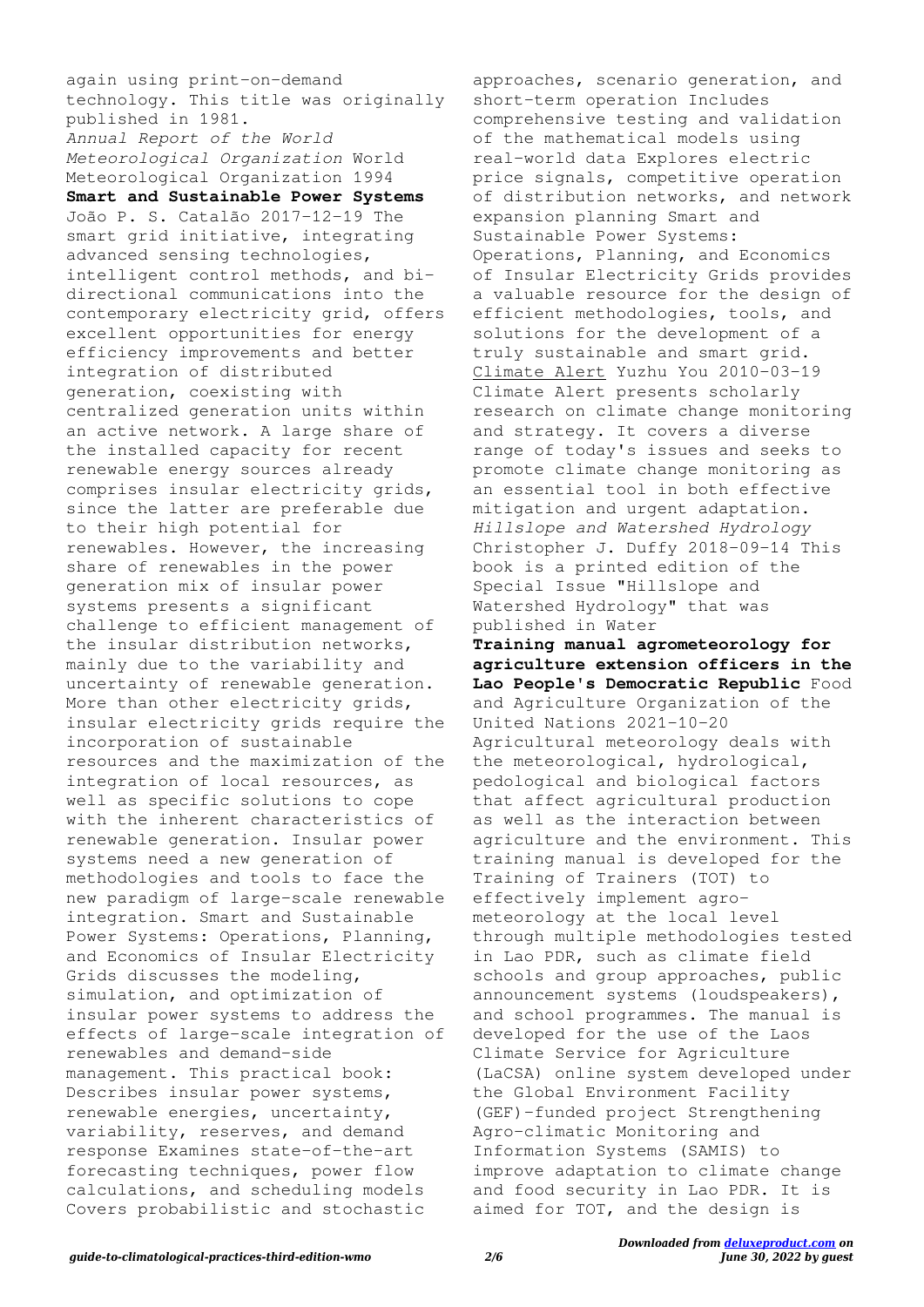again using print-on-demand technology. This title was originally published in 1981.

*Annual Report of the World Meteorological Organization* World Meteorological Organization 1994

**Smart and Sustainable Power Systems** João P. S. Catalão 2017-12-19 The smart grid initiative, integrating advanced sensing technologies, intelligent control methods, and bi-directional communications into the contemporary electricity grid, offers excellent opportunities for energy efficiency improvements and better integration of distributed generation, coexisting with centralized generation units within an active network. A large share of the installed capacity for recent renewable energy sources already comprises insular electricity grids, since the latter are preferable due to their high potential for renewables. However, the increasing share of renewables in the power generation mix of insular power systems presents a significant challenge to efficient management of the insular distribution networks, mainly due to the variability and uncertainty of renewable generation. More than other electricity grids, insular electricity grids require the incorporation of sustainable resources and the maximization of the integration of local resources, as well as specific solutions to cope with the inherent characteristics of renewable generation. Insular power systems need a new generation of methodologies and tools to face the new paradigm of large-scale renewable integration. Smart and Sustainable Power Systems: Operations, Planning, and Economics of Insular Electricity Grids discusses the modeling, simulation, and optimization of insular power systems to address the effects of large-scale integration of renewables and demand-side management. This practical book: Describes insular power systems, renewable energies, uncertainty, variability, reserves, and demand response Examines state-of-the-art forecasting techniques, power flow calculations, and scheduling models Covers probabilistic and stochastic approaches, scenario generation, and short-term operation Includes comprehensive testing and validation of the mathematical models using real-world data Explores electric price signals, competitive operation of distribution networks, and network expansion planning Smart and Sustainable Power Systems: Operations, Planning, and Economics of Insular Electricity Grids provides a valuable resource for the design of efficient methodologies, tools, and solutions for the development of a truly sustainable and smart grid.

Climate Alert Yuzhu You 2010-03-19 Climate Alert presents scholarly research on climate change monitoring and strategy. It covers a diverse range of today's issues and seeks to promote climate change monitoring as an essential tool in both effective mitigation and urgent adaptation.

*Hillslope and Watershed Hydrology* Christopher J. Duffy 2018-09-14 This book is a printed edition of the Special Issue "Hillslope and Watershed Hydrology" that was published in Water

**Training manual agrometeorology for agriculture extension officers in the Lao People's Democratic Republic** Food and Agriculture Organization of the United Nations 2021-10-20 Agricultural meteorology deals with the meteorological, hydrological, pedological and biological factors that affect agricultural production as well as the interaction between agriculture and the environment. This training manual is developed for the Training of Trainers (TOT) to effectively implement agro-meteorology at the local level through multiple methodologies tested in Lao PDR, such as climate field schools and group approaches, public announcement systems (loudspeakers), and school programmes. The manual is developed for the use of the Laos Climate Service for Agriculture (LaCSA) online system developed under the Global Environment Facility (GEF)-funded project Strengthening Agro-climatic Monitoring and Information Systems (SAMIS) to improve adaptation to climate change and food security in Lao PDR. It is aimed for TOT, and the design is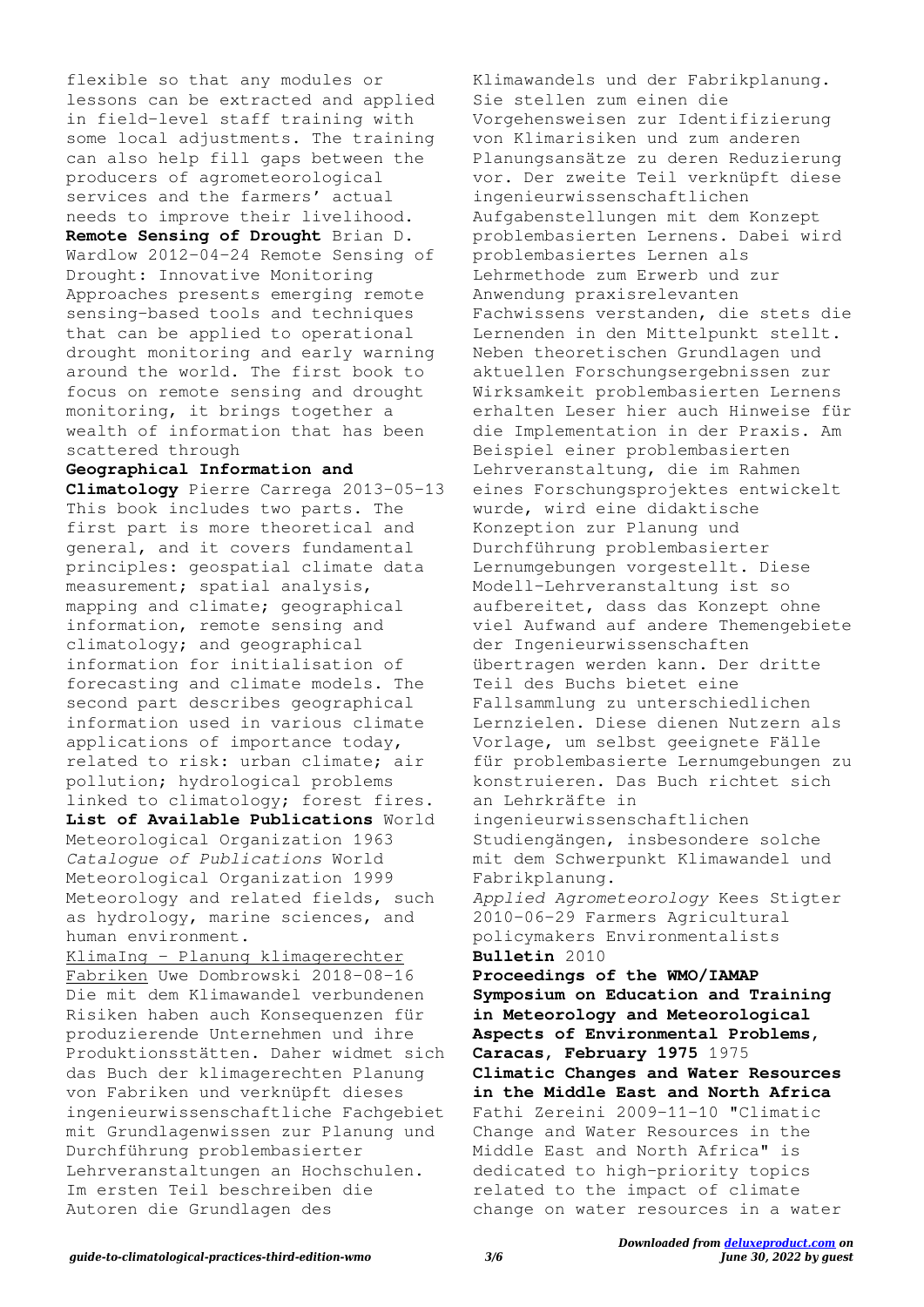flexible so that any modules or lessons can be extracted and applied in field-level staff training with some local adjustments. The training can also help fill gaps between the producers of agrometeorological services and the farmers' actual needs to improve their livelihood.

**Remote Sensing of Drought** Brian D. Wardlow 2012-04-24 Remote Sensing of Drought: Innovative Monitoring Approaches presents emerging remote sensing-based tools and techniques that can be applied to operational drought monitoring and early warning around the world. The first book to focus on remote sensing and drought monitoring, it brings together a wealth of information that has been scattered through

**Geographical Information and Climatology** Pierre Carrega 2013-05-13 This book includes two parts. The first part is more theoretical and general, and it covers fundamental principles: geospatial climate data measurement; spatial analysis, mapping and climate; geographical information, remote sensing and climatology; and geographical information for initialisation of forecasting and climate models. The second part describes geographical information used in various climate applications of importance today, related to risk: urban climate; air pollution; hydrological problems linked to climatology; forest fires.

**List of Available Publications** World Meteorological Organization 1963

*Catalogue of Publications* World Meteorological Organization 1999 Meteorology and related fields, such as hydrology, marine sciences, and human environment.

KlimaIng - Planung klimagerechter Fabriken Uwe Dombrowski 2018-08-16 Die mit dem Klimawandel verbundenen Risiken haben auch Konsequenzen für produzierende Unternehmen und ihre Produktionsstätten. Daher widmet sich das Buch der klimagerechten Planung von Fabriken und verknüpft dieses ingenieurwissenschaftliche Fachgebiet mit Grundlagenwissen zur Planung und Durchführung problembasierter Lehrveranstaltungen an Hochschulen. Im ersten Teil beschreiben die Autoren die Grundlagen des Klimawandels und der Fabrikplanung. Sie stellen zum einen die Vorgehensweisen zur Identifizierung von Klimarisiken und zum anderen Planungsansätze zu deren Reduzierung vor. Der zweite Teil verknüpft diese ingenieurwissenschaftlichen Aufgabenstellungen mit dem Konzept problembasierten Lernens. Dabei wird problembasiertes Lernen als Lehrmethode zum Erwerb und zur Anwendung praxisrelevanten Fachwissens verstanden, die stets die Lernenden in den Mittelpunkt stellt. Neben theoretischen Grundlagen und aktuellen Forschungsergebnissen zur Wirksamkeit problembasierten Lernens erhalten Leser hier auch Hinweise für die Implementation in der Praxis. Am Beispiel einer problembasierten Lehrveranstaltung, die im Rahmen eines Forschungsprojektes entwickelt wurde, wird eine didaktische Konzeption zur Planung und Durchführung problembasierter Lernumgebungen vorgestellt. Diese Modell-Lehrveranstaltung ist so aufbereitet, dass das Konzept ohne viel Aufwand auf andere Themengebiete der Ingenieurwissenschaften übertragen werden kann. Der dritte Teil des Buchs bietet eine Fallsammlung zu unterschiedlichen Lernzielen. Diese dienen Nutzern als Vorlage, um selbst geeignete Fälle für problembasierte Lernumgebungen zu konstruieren. Das Buch richtet sich an Lehrkräfte in ingenieurwissenschaftlichen Studiengängen, insbesondere solche mit dem Schwerpunkt Klimawandel und Fabrikplanung.

*Applied Agrometeorology* Kees Stigter 2010-06-29 Farmers Agricultural policymakers Environmentalists

**Bulletin** 2010

**Proceedings of the WMO/IAMAP Symposium on Education and Training in Meteorology and Meteorological Aspects of Environmental Problems, Caracas, February 1975** 1975

**Climatic Changes and Water Resources in the Middle East and North Africa** Fathi Zereini 2009-11-10 "Climatic Change and Water Resources in the Middle East and North Africa" is dedicated to high-priority topics related to the impact of climate change on water resources in a water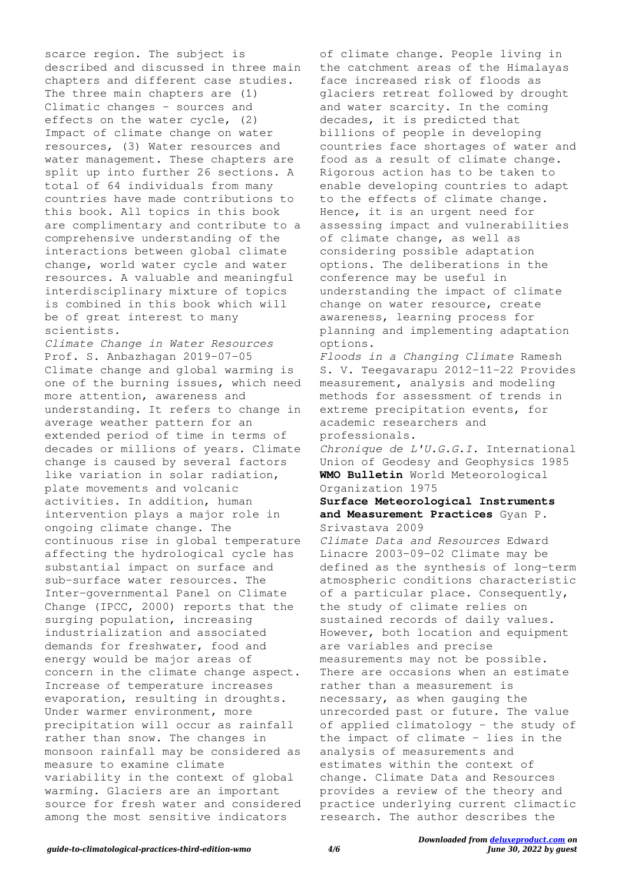scarce region. The subject is described and discussed in three main chapters and different case studies. The three main chapters are (1) Climatic changes - sources and effects on the water cycle, (2) Impact of climate change on water resources, (3) Water resources and water management. These chapters are split up into further 26 sections. A total of 64 individuals from many countries have made contributions to this book. All topics in this book are complimentary and contribute to a comprehensive understanding of the interactions between global climate change, world water cycle and water resources. A valuable and meaningful interdisciplinary mixture of topics is combined in this book which will be of great interest to many scientists.

*Climate Change in Water Resources* Prof. S. Anbazhagan 2019-07-05 Climate change and global warming is one of the burning issues, which need more attention, awareness and understanding. It refers to change in average weather pattern for an extended period of time in terms of decades or millions of years. Climate change is caused by several factors like variation in solar radiation, plate movements and volcanic activities. In addition, human intervention plays a major role in ongoing climate change. The continuous rise in global temperature affecting the hydrological cycle has substantial impact on surface and sub-surface water resources. The Inter-governmental Panel on Climate Change (IPCC, 2000) reports that the surging population, increasing industrialization and associated demands for freshwater, food and energy would be major areas of concern in the climate change aspect. Increase of temperature increases evaporation, resulting in droughts. Under warmer environment, more precipitation will occur as rainfall rather than snow. The changes in monsoon rainfall may be considered as measure to examine climate variability in the context of global warming. Glaciers are an important source for fresh water and considered among the most sensitive indicators of climate change. People living in the catchment areas of the Himalayas face increased risk of floods as glaciers retreat followed by drought and water scarcity. In the coming decades, it is predicted that billions of people in developing countries face shortages of water and food as a result of climate change. Rigorous action has to be taken to enable developing countries to adapt to the effects of climate change. Hence, it is an urgent need for assessing impact and vulnerabilities of climate change, as well as considering possible adaptation options. The deliberations in the conference may be useful in understanding the impact of climate change on water resource, create awareness, learning process for planning and implementing adaptation options.

*Floods in a Changing Climate* Ramesh S. V. Teegavarapu 2012-11-22 Provides measurement, analysis and modeling methods for assessment of trends in extreme precipitation events, for academic researchers and professionals.

*Chronique de L'U.G.G.I.* International Union of Geodesy and Geophysics 1985

**WMO Bulletin** World Meteorological Organization 1975

**Surface Meteorological Instruments and Measurement Practices** Gyan P. Srivastava 2009

*Climate Data and Resources* Edward Linacre 2003-09-02 Climate may be defined as the synthesis of long-term atmospheric conditions characteristic of a particular place. Consequently, the study of climate relies on sustained records of daily values. However, both location and equipment are variables and precise measurements may not be possible. There are occasions when an estimate rather than a measurement is necessary, as when gauging the unrecorded past or future. The value of applied climatology - the study of the impact of climate - lies in the analysis of measurements and estimates within the context of change. Climate Data and Resources provides a review of the theory and practice underlying current climactic research. The author describes the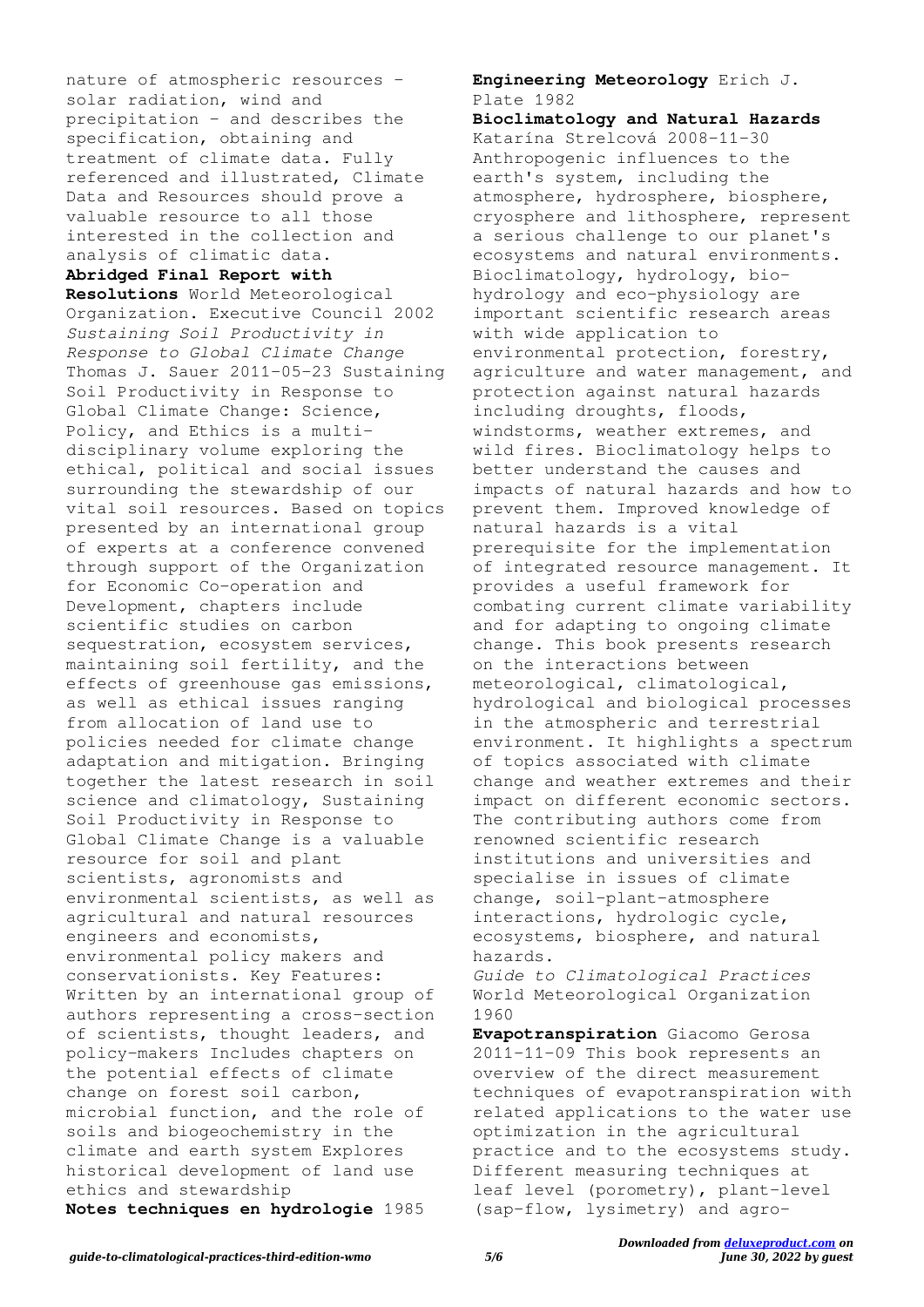nature of atmospheric resources - solar radiation, wind and precipitation - and describes the specification, obtaining and treatment of climate data. Fully referenced and illustrated, Climate Data and Resources should prove a valuable resource to all those interested in the collection and analysis of climatic data.

**Abridged Final Report with Resolutions** World Meteorological Organization. Executive Council 2002

*Sustaining Soil Productivity in Response to Global Climate Change* Thomas J. Sauer 2011-05-23 Sustaining Soil Productivity in Response to Global Climate Change: Science, Policy, and Ethics is a multi-disciplinary volume exploring the ethical, political and social issues surrounding the stewardship of our vital soil resources. Based on topics presented by an international group of experts at a conference convened through support of the Organization for Economic Co-operation and Development, chapters include scientific studies on carbon sequestration, ecosystem services, maintaining soil fertility, and the effects of greenhouse gas emissions, as well as ethical issues ranging from allocation of land use to policies needed for climate change adaptation and mitigation. Bringing together the latest research in soil science and climatology, Sustaining Soil Productivity in Response to Global Climate Change is a valuable resource for soil and plant scientists, agronomists and environmental scientists, as well as agricultural and natural resources engineers and economists, environmental policy makers and conservationists. Key Features: Written by an international group of authors representing a cross-section of scientists, thought leaders, and policy-makers Includes chapters on the potential effects of climate change on forest soil carbon, microbial function, and the role of soils and biogeochemistry in the climate and earth system Explores historical development of land use ethics and stewardship

**Notes techniques en hydrologie** 1985

**Engineering Meteorology** Erich J. Plate 1982

**Bioclimatology and Natural Hazards** Katarína Strelcová 2008-11-30 Anthropogenic influences to the earth's system, including the atmosphere, hydrosphere, biosphere, cryosphere and lithosphere, represent a serious challenge to our planet's ecosystems and natural environments. Bioclimatology, hydrology, bio-hydrology and eco-physiology are important scientific research areas with wide application to environmental protection, forestry, agriculture and water management, and protection against natural hazards including droughts, floods, windstorms, weather extremes, and wild fires. Bioclimatology helps to better understand the causes and impacts of natural hazards and how to prevent them. Improved knowledge of natural hazards is a vital prerequisite for the implementation of integrated resource management. It provides a useful framework for combating current climate variability and for adapting to ongoing climate change. This book presents research on the interactions between meteorological, climatological, hydrological and biological processes in the atmospheric and terrestrial environment. It highlights a spectrum of topics associated with climate change and weather extremes and their impact on different economic sectors. The contributing authors come from renowned scientific research institutions and universities and specialise in issues of climate change, soil-plant-atmosphere interactions, hydrologic cycle, ecosystems, biosphere, and natural hazards.

*Guide to Climatological Practices* World Meteorological Organization 1960

**Evapotranspiration** Giacomo Gerosa 2011-11-09 This book represents an overview of the direct measurement techniques of evapotranspiration with related applications to the water use optimization in the agricultural practice and to the ecosystems study. Different measuring techniques at leaf level (porometry), plant-level (sap-flow, lysimetry) and agro-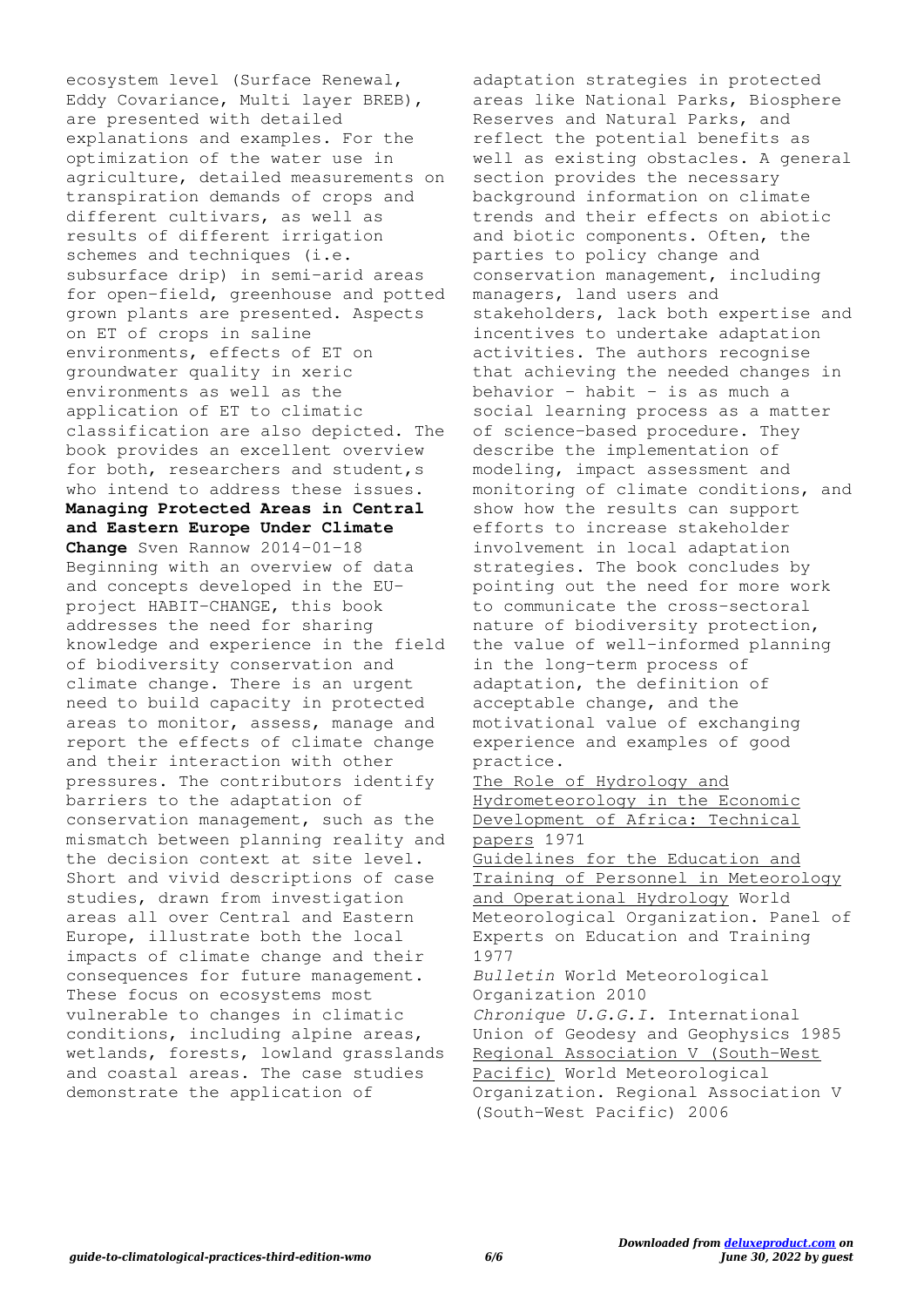ecosystem level (Surface Renewal, Eddy Covariance, Multi layer BREB), are presented with detailed explanations and examples. For the optimization of the water use in agriculture, detailed measurements on transpiration demands of crops and different cultivars, as well as results of different irrigation schemes and techniques (i.e. subsurface drip) in semi-arid areas for open-field, greenhouse and potted grown plants are presented. Aspects on ET of crops in saline environments, effects of ET on groundwater quality in xeric environments as well as the application of ET to climatic classification are also depicted. The book provides an excellent overview for both, researchers and student,s who intend to address these issues.

**Managing Protected Areas in Central and Eastern Europe Under Climate Change** Sven Rannow 2014-01-18 Beginning with an overview of data and concepts developed in the EU-project HABIT-CHANGE, this book addresses the need for sharing knowledge and experience in the field of biodiversity conservation and climate change. There is an urgent need to build capacity in protected areas to monitor, assess, manage and report the effects of climate change and their interaction with other pressures. The contributors identify barriers to the adaptation of conservation management, such as the mismatch between planning reality and the decision context at site level. Short and vivid descriptions of case studies, drawn from investigation areas all over Central and Eastern Europe, illustrate both the local impacts of climate change and their consequences for future management. These focus on ecosystems most vulnerable to changes in climatic conditions, including alpine areas, wetlands, forests, lowland grasslands and coastal areas. The case studies demonstrate the application of adaptation strategies in protected areas like National Parks, Biosphere Reserves and Natural Parks, and reflect the potential benefits as well as existing obstacles. A general section provides the necessary background information on climate trends and their effects on abiotic and biotic components. Often, the parties to policy change and conservation management, including managers, land users and stakeholders, lack both expertise and incentives to undertake adaptation activities. The authors recognise that achieving the needed changes in behavior - habit - is as much a social learning process as a matter of science-based procedure. They describe the implementation of modeling, impact assessment and monitoring of climate conditions, and show how the results can support efforts to increase stakeholder involvement in local adaptation strategies. The book concludes by pointing out the need for more work to communicate the cross-sectoral nature of biodiversity protection, the value of well-informed planning in the long-term process of adaptation, the definition of acceptable change, and the motivational value of exchanging experience and examples of good practice.

The Role of Hydrology and Hydrometeorology in the Economic Development of Africa: Technical papers 1971

Guidelines for the Education and Training of Personnel in Meteorology and Operational Hydrology World Meteorological Organization. Panel of Experts on Education and Training 1977

*Bulletin* World Meteorological Organization 2010

*Chronique U.G.G.I.* International Union of Geodesy and Geophysics 1985

Regional Association V (South-West Pacific) World Meteorological Organization. Regional Association V (South-West Pacific) 2006